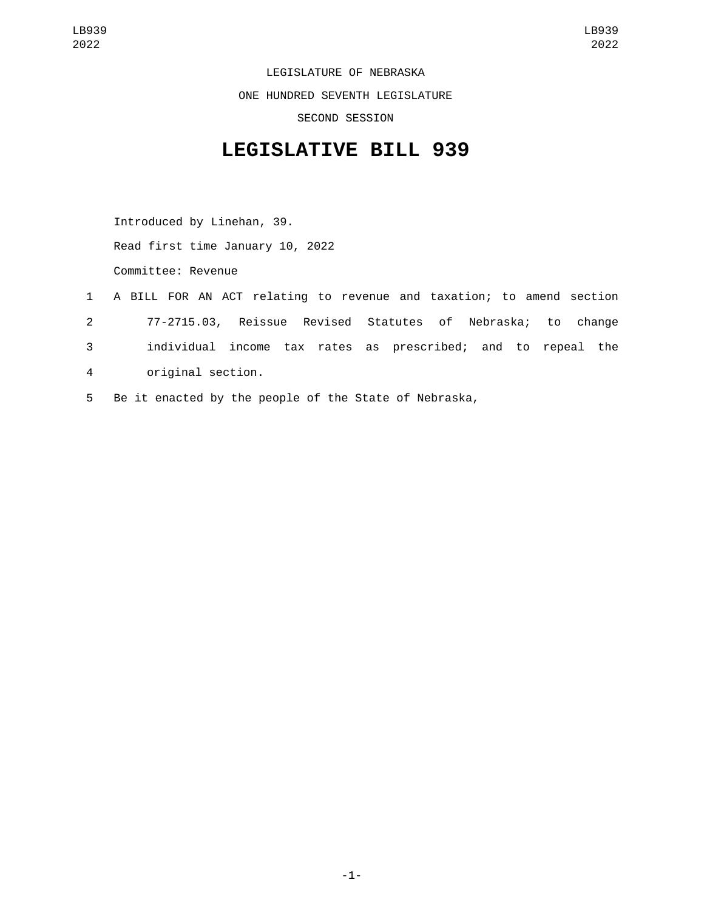LEGISLATURE OF NEBRASKA

ONE HUNDRED SEVENTH LEGISLATURE

SECOND SESSION

# LEGISLATIVE BILL 939

Introduced by Linehan, 39.

Read first time January 10, 2022

Committee: Revenue

1 A BILL FOR AN ACT relating to revenue and taxation; to amend section
2 77-2715.03, Reissue Revised Statutes of Nebraska; to change
3 individual income tax rates as prescribed; and to repeal the
4 original section.

5 Be it enacted by the people of the State of Nebraska,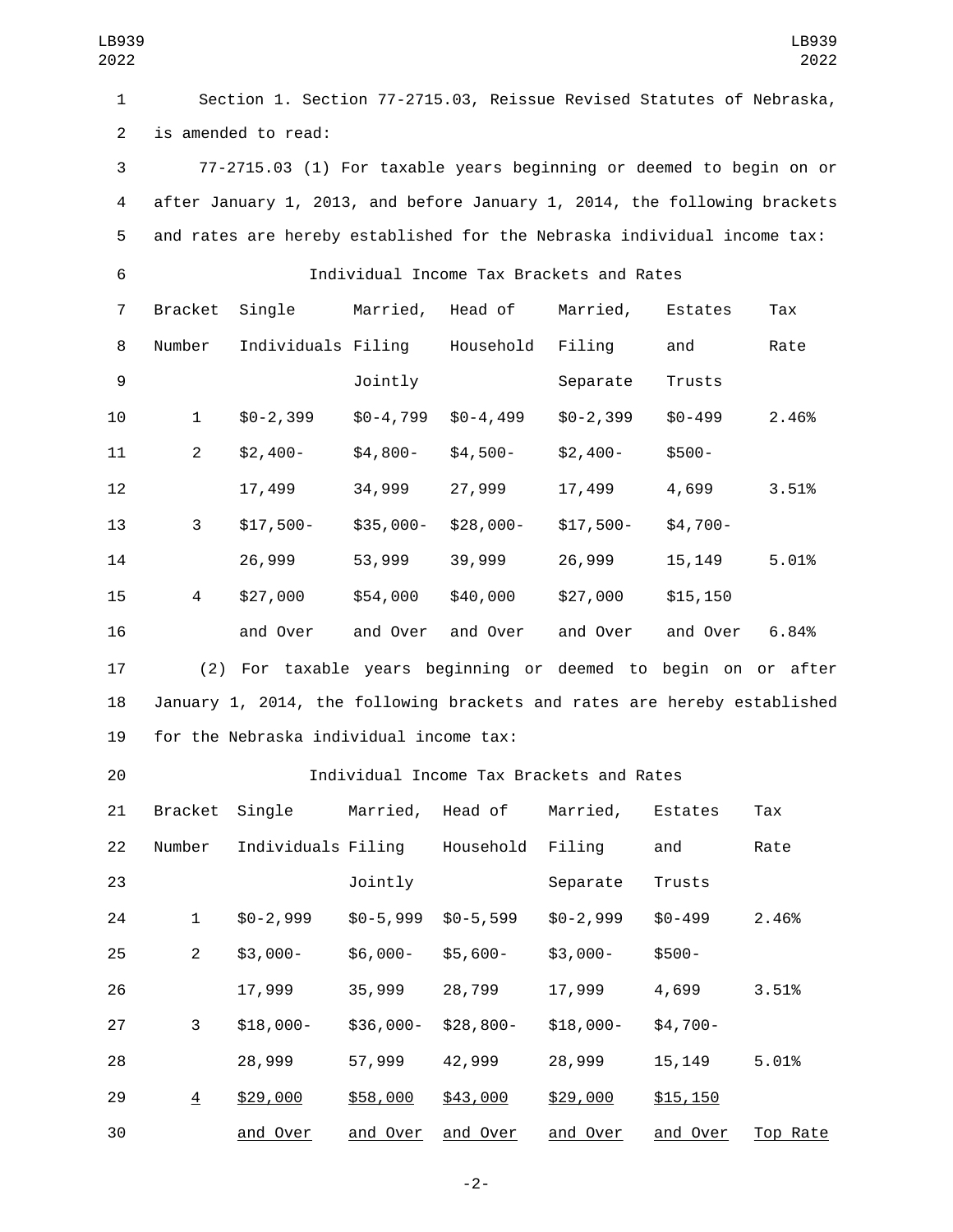Section 1. Section 77-2715.03, Reissue Revised Statutes of Nebraska, is amended to read:

77-2715.03 (1) For taxable years beginning or deemed to begin on or after January 1, 2013, and before January 1, 2014, the following brackets and rates are hereby established for the Nebraska individual income tax:

Individual Income Tax Brackets and Rates

| Bracket Number | Single Individuals | Married, Filing Jointly | Head of Household | Married, Filing Separate | Estates and Trusts | Tax Rate |
|---|---|---|---|---|---|---|
| 1 | $0-2,399 | $0-4,799 | $0-4,499 | $0-2,399 | $0-499 | 2.46% |
| 2 | $2,400-17,499 | $4,800-34,999 | $4,500-27,999 | $2,400-17,499 | $500-4,699 | 3.51% |
| 3 | $17,500-26,999 | $35,000-53,999 | $28,000-39,999 | $17,500-26,999 | $4,700-15,149 | 5.01% |
| 4 | $27,000 and Over | $54,000 and Over | $40,000 and Over | $27,000 and Over | $15,150 and Over | 6.84% |

(2) For taxable years beginning or deemed to begin on or after January 1, 2014, the following brackets and rates are hereby established for the Nebraska individual income tax:

Individual Income Tax Brackets and Rates

| Bracket Number | Single Individuals | Married, Filing Jointly | Head of Household | Married, Filing Separate | Estates and Trusts | Tax Rate |
|---|---|---|---|---|---|---|
| 1 | $0-2,999 | $0-5,999 | $0-5,599 | $0-2,999 | $0-499 | 2.46% |
| 2 | $3,000-17,999 | $6,000-35,999 | $5,600-28,799 | $3,000-17,999 | $500-4,699 | 3.51% |
| 3 | $18,000-28,999 | $36,000-57,999 | $28,800-42,999 | $18,000-28,999 | $4,700-15,149 | 5.01% |
| 4 | $29,000 and Over | $58,000 and Over | $43,000 and Over | $29,000 and Over | $15,150 and Over | Top Rate |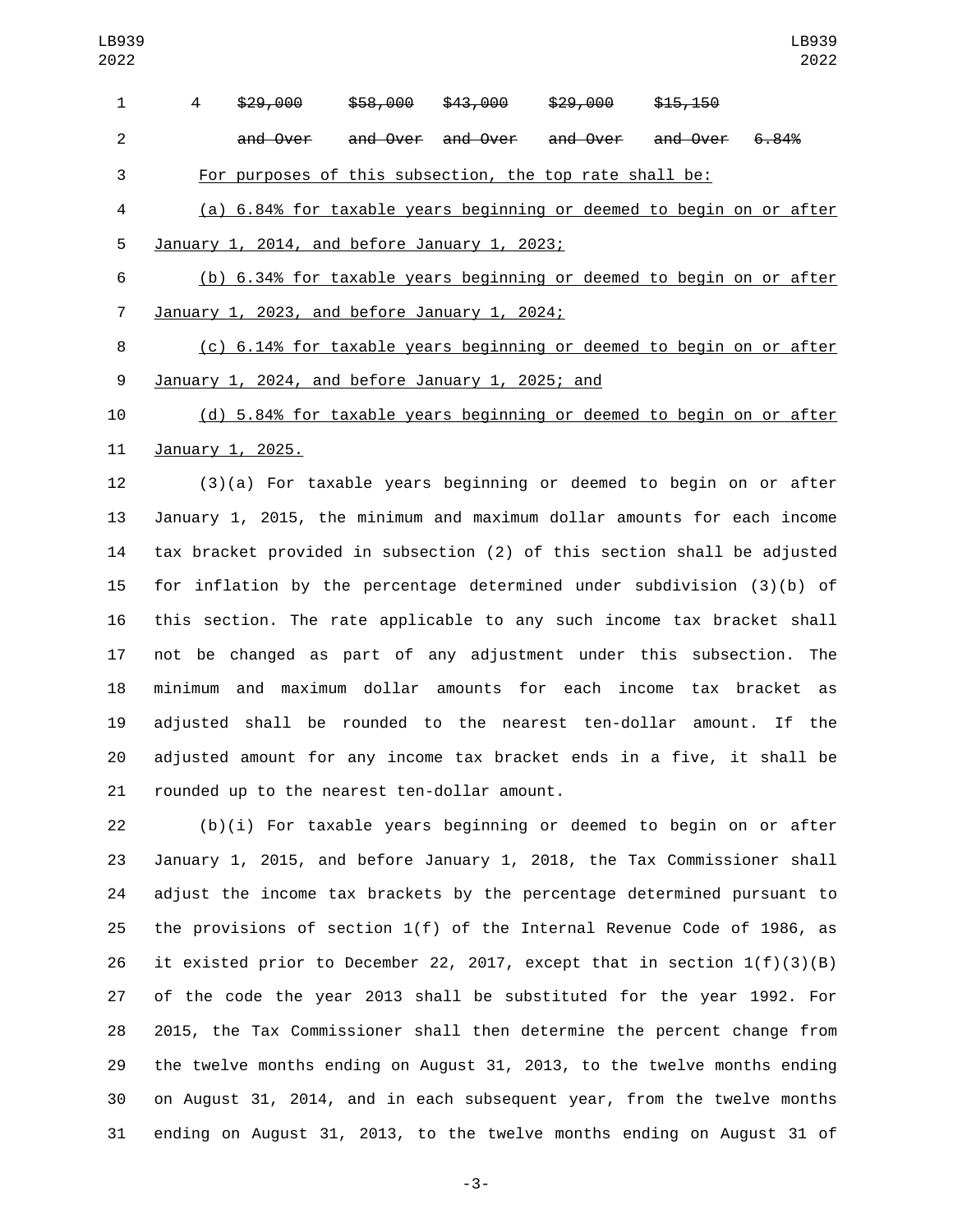| 4 | ~~$29,000~~ | ~~$58,000~~ | ~~$43,000~~ | ~~$29,000~~ | ~~$15,150~~ | |
|---|---|---|---|---|---|---|
| | ~~and Over~~ | ~~and Over~~ | ~~and Over~~ | ~~and Over~~ | ~~and Over~~ | ~~6.84%~~ |

For purposes of this subsection, the top rate shall be:

(a) 6.84% for taxable years beginning or deemed to begin on or after January 1, 2014, and before January 1, 2023;

(b) 6.34% for taxable years beginning or deemed to begin on or after January 1, 2023, and before January 1, 2024;

(c) 6.14% for taxable years beginning or deemed to begin on or after January 1, 2024, and before January 1, 2025; and

(d) 5.84% for taxable years beginning or deemed to begin on or after January 1, 2025.

(3)(a) For taxable years beginning or deemed to begin on or after January 1, 2015, the minimum and maximum dollar amounts for each income tax bracket provided in subsection (2) of this section shall be adjusted for inflation by the percentage determined under subdivision (3)(b) of this section. The rate applicable to any such income tax bracket shall not be changed as part of any adjustment under this subsection. The minimum and maximum dollar amounts for each income tax bracket as adjusted shall be rounded to the nearest ten-dollar amount. If the adjusted amount for any income tax bracket ends in a five, it shall be rounded up to the nearest ten-dollar amount.

(b)(i) For taxable years beginning or deemed to begin on or after January 1, 2015, and before January 1, 2018, the Tax Commissioner shall adjust the income tax brackets by the percentage determined pursuant to the provisions of section 1(f) of the Internal Revenue Code of 1986, as it existed prior to December 22, 2017, except that in section 1(f)(3)(B) of the code the year 2013 shall be substituted for the year 1992. For 2015, the Tax Commissioner shall then determine the percent change from the twelve months ending on August 31, 2013, to the twelve months ending on August 31, 2014, and in each subsequent year, from the twelve months ending on August 31, 2013, to the twelve months ending on August 31 of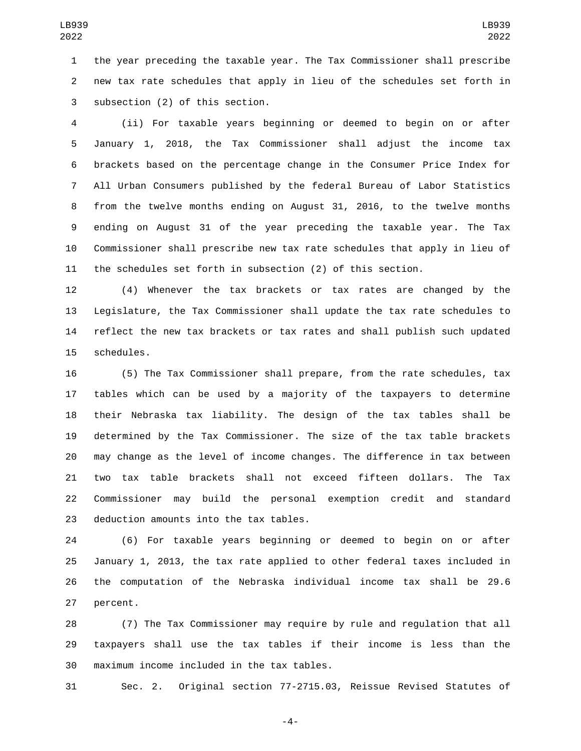the year preceding the taxable year. The Tax Commissioner shall prescribe new tax rate schedules that apply in lieu of the schedules set forth in subsection (2) of this section.

(ii) For taxable years beginning or deemed to begin on or after January 1, 2018, the Tax Commissioner shall adjust the income tax brackets based on the percentage change in the Consumer Price Index for All Urban Consumers published by the federal Bureau of Labor Statistics from the twelve months ending on August 31, 2016, to the twelve months ending on August 31 of the year preceding the taxable year. The Tax Commissioner shall prescribe new tax rate schedules that apply in lieu of the schedules set forth in subsection (2) of this section.

(4) Whenever the tax brackets or tax rates are changed by the Legislature, the Tax Commissioner shall update the tax rate schedules to reflect the new tax brackets or tax rates and shall publish such updated schedules.

(5) The Tax Commissioner shall prepare, from the rate schedules, tax tables which can be used by a majority of the taxpayers to determine their Nebraska tax liability. The design of the tax tables shall be determined by the Tax Commissioner. The size of the tax table brackets may change as the level of income changes. The difference in tax between two tax table brackets shall not exceed fifteen dollars. The Tax Commissioner may build the personal exemption credit and standard deduction amounts into the tax tables.

(6) For taxable years beginning or deemed to begin on or after January 1, 2013, the tax rate applied to other federal taxes included in the computation of the Nebraska individual income tax shall be 29.6 percent.

(7) The Tax Commissioner may require by rule and regulation that all taxpayers shall use the tax tables if their income is less than the maximum income included in the tax tables.

Sec. 2. Original section 77-2715.03, Reissue Revised Statutes of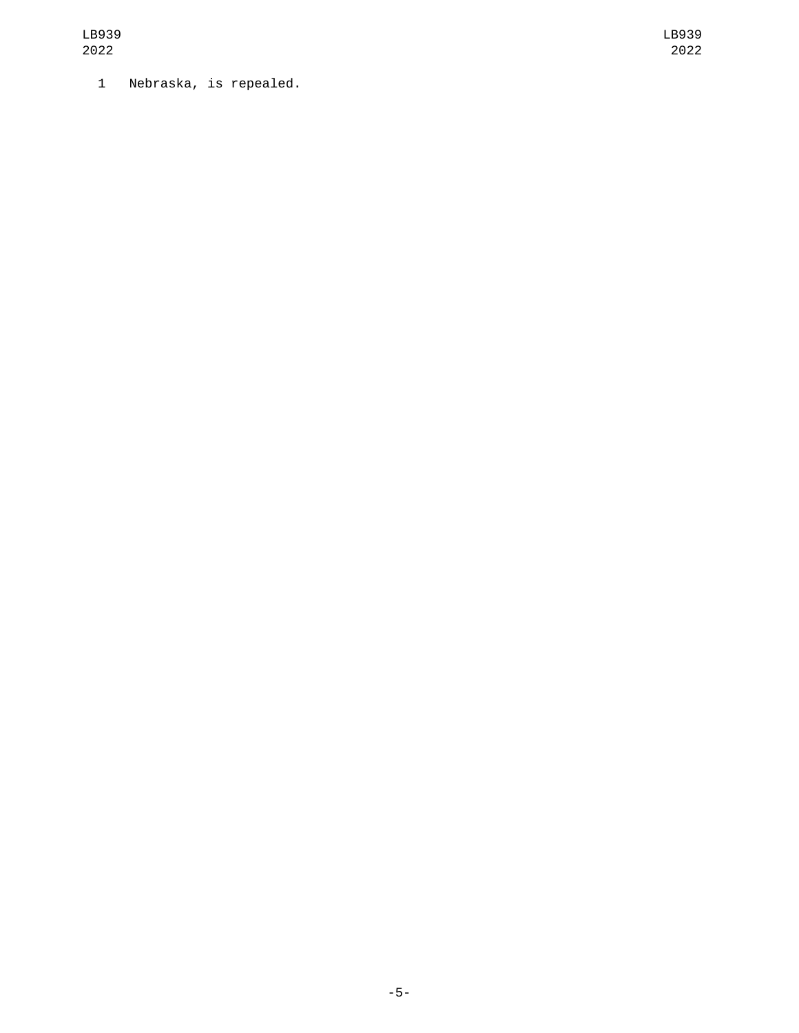Nebraska, is repealed.